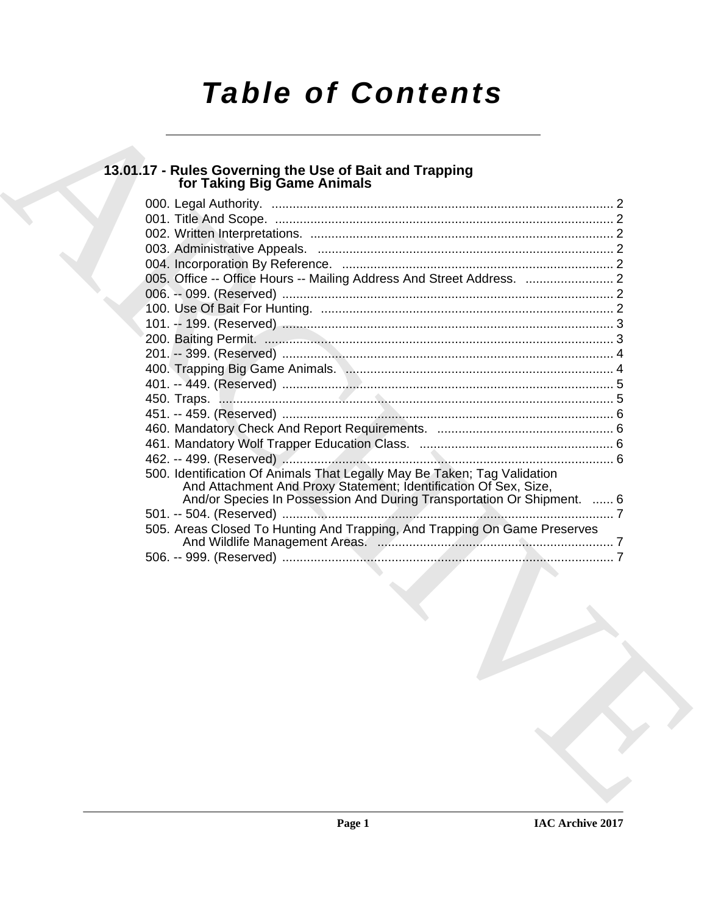# Table of Contents

## 13.01.17 - Rules Governing the Use of Bait and Trapping for Taking Big Game Animals

000. Legal Authority. ........ 2
001. Title And Scope. ........ 2
002. Written Interpretations. ........ 2
003. Administrative Appeals. ........ 2
004. Incorporation By Reference. ........ 2
005. Office -- Office Hours -- Mailing Address And Street Address. ........ 2
006. -- 099. (Reserved) ........ 2
100. Use Of Bait For Hunting. ........ 2
101. -- 199. (Reserved) ........ 3
200. Baiting Permit. ........ 3
201. -- 399. (Reserved) ........ 4
400. Trapping Big Game Animals. ........ 4
401. -- 449. (Reserved) ........ 5
450. Traps. ........ 5
451. -- 459. (Reserved) ........ 6
460. Mandatory Check And Report Requirements. ........ 6
461. Mandatory Wolf Trapper Education Class. ........ 6
462. -- 499. (Reserved) ........ 6
500. Identification Of Animals That Legally May Be Taken; Tag Validation And Attachment And Proxy Statement; Identification Of Sex, Size, And/or Species In Possession And During Transportation Or Shipment. ........ 6
501. -- 504. (Reserved) ........ 7
505. Areas Closed To Hunting And Trapping, And Trapping On Game Preserves And Wildlife Management Areas. ........ 7
506. -- 999. (Reserved) ........ 7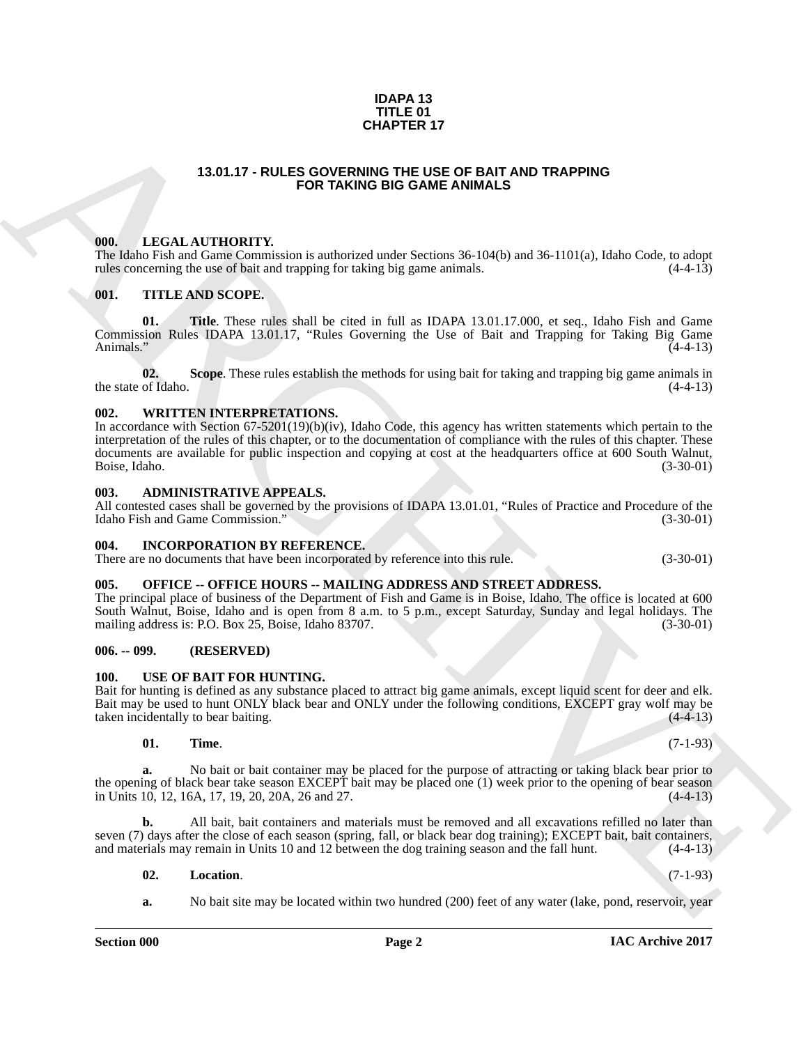**IDAPA 13**
**TITLE 01**
**CHAPTER 17**

## 13.01.17 - RULES GOVERNING THE USE OF BAIT AND TRAPPING FOR TAKING BIG GAME ANIMALS

### 000. LEGAL AUTHORITY.

The Idaho Fish and Game Commission is authorized under Sections 36-104(b) and 36-1101(a), Idaho Code, to adopt rules concerning the use of bait and trapping for taking big game animals. (4-4-13)

### 001. TITLE AND SCOPE.

**01. Title**. These rules shall be cited in full as IDAPA 13.01.17.000, et seq., Idaho Fish and Game Commission Rules IDAPA 13.01.17, "Rules Governing the Use of Bait and Trapping for Taking Big Game Animals." (4-4-13)

**02. Scope**. These rules establish the methods for using bait for taking and trapping big game animals in the state of Idaho. (4-4-13)

### 002. WRITTEN INTERPRETATIONS.

In accordance with Section 67-5201(19)(b)(iv), Idaho Code, this agency has written statements which pertain to the interpretation of the rules of this chapter, or to the documentation of compliance with the rules of this chapter. These documents are available for public inspection and copying at cost at the headquarters office at 600 South Walnut, Boise, Idaho. (3-30-01)

### 003. ADMINISTRATIVE APPEALS.

All contested cases shall be governed by the provisions of IDAPA 13.01.01, "Rules of Practice and Procedure of the Idaho Fish and Game Commission." (3-30-01)

### 004. INCORPORATION BY REFERENCE.

There are no documents that have been incorporated by reference into this rule. (3-30-01)

### 005. OFFICE -- OFFICE HOURS -- MAILING ADDRESS AND STREET ADDRESS.

The principal place of business of the Department of Fish and Game is in Boise, Idaho. The office is located at 600 South Walnut, Boise, Idaho and is open from 8 a.m. to 5 p.m., except Saturday, Sunday and legal holidays. The mailing address is: P.O. Box 25, Boise, Idaho 83707. (3-30-01)

### 006. -- 099. (RESERVED)

### 100. USE OF BAIT FOR HUNTING.

Bait for hunting is defined as any substance placed to attract big game animals, except liquid scent for deer and elk. Bait may be used to hunt ONLY black bear and ONLY under the following conditions, EXCEPT gray wolf may be taken incidentally to bear baiting. (4-4-13)

**01. Time**. (7-1-93)

**a.** No bait or bait container may be placed for the purpose of attracting or taking black bear prior to the opening of black bear take season EXCEPT bait may be placed one (1) week prior to the opening of bear season in Units 10, 12, 16A, 17, 19, 20, 20A, 26 and 27. (4-4-13)

**b.** All bait, bait containers and materials must be removed and all excavations refilled no later than seven (7) days after the close of each season (spring, fall, or black bear dog training); EXCEPT bait, bait containers, and materials may remain in Units 10 and 12 between the dog training season and the fall hunt. (4-4-13)

**02. Location**. (7-1-93)

**a.** No bait site may be located within two hundred (200) feet of any water (lake, pond, reservoir, year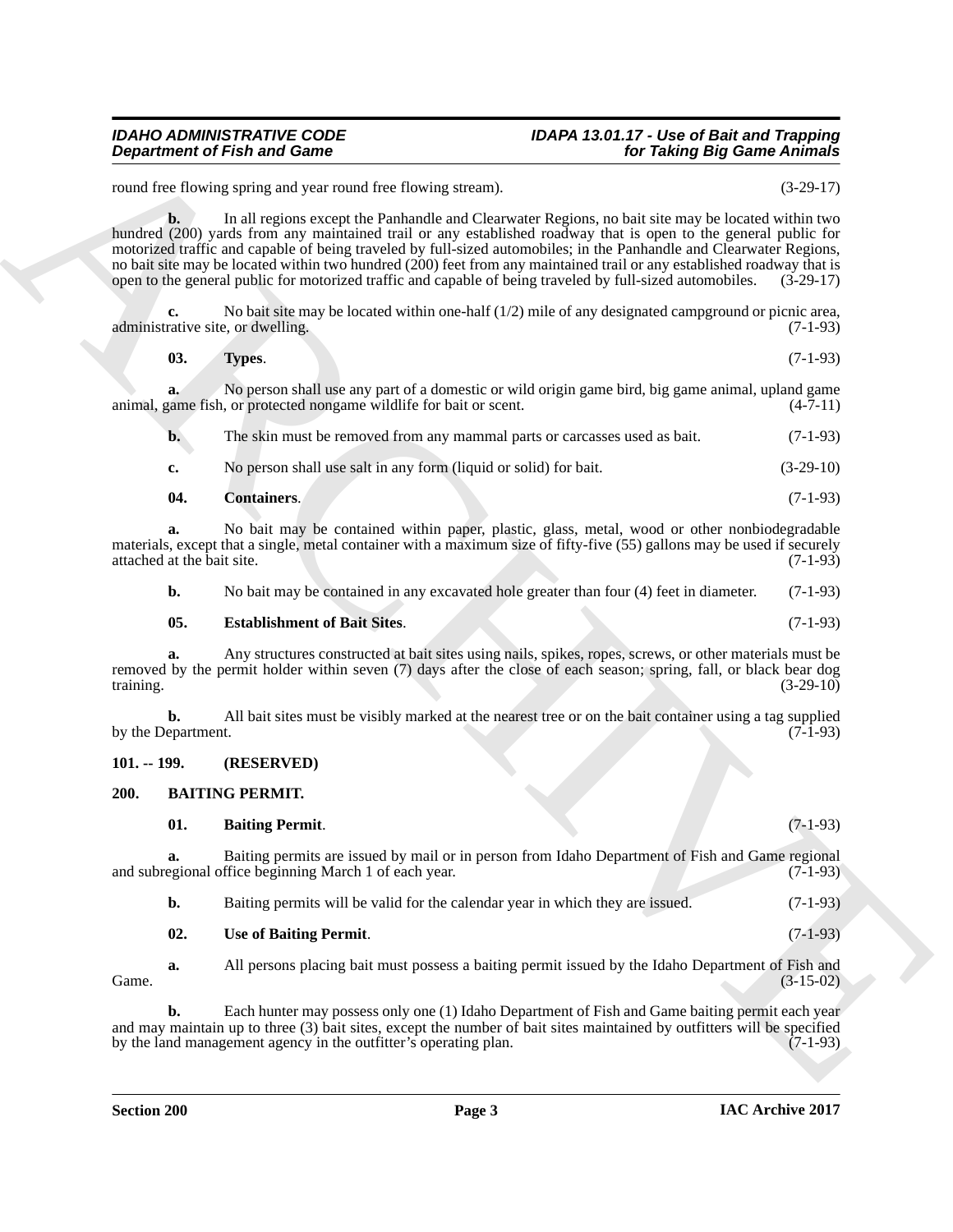round free flowing spring and year round free flowing stream). (3-29-17)

**b.** In all regions except the Panhandle and Clearwater Regions, no bait site may be located within two hundred (200) yards from any maintained trail or any established roadway that is open to the general public for motorized traffic and capable of being traveled by full-sized automobiles; in the Panhandle and Clearwater Regions, no bait site may be located within two hundred (200) feet from any maintained trail or any established roadway that is open to the general public for motorized traffic and capable of being traveled by full-sized automobiles. (3-29-17)

**c.** No bait site may be located within one-half (1/2) mile of any designated campground or picnic area, administrative site, or dwelling. (7-1-93)

**03. Types**. (7-1-93)

**a.** No person shall use any part of a domestic or wild origin game bird, big game animal, upland game animal, game fish, or protected nongame wildlife for bait or scent. (4-7-11)

**b.** The skin must be removed from any mammal parts or carcasses used as bait. (7-1-93)

**c.** No person shall use salt in any form (liquid or solid) for bait. (3-29-10)

**04. Containers**. (7-1-93)

**a.** No bait may be contained within paper, plastic, glass, metal, wood or other nonbiodegradable materials, except that a single, metal container with a maximum size of fifty-five (55) gallons may be used if securely attached at the bait site. (7-1-93)

**b.** No bait may be contained in any excavated hole greater than four (4) feet in diameter. (7-1-93)

**05. Establishment of Bait Sites**. (7-1-93)

**a.** Any structures constructed at bait sites using nails, spikes, ropes, screws, or other materials must be removed by the permit holder within seven (7) days after the close of each season; spring, fall, or black bear dog training. (3-29-10)

**b.** All bait sites must be visibly marked at the nearest tree or on the bait container using a tag supplied by the Department. (7-1-93)

## 101. -- 199. (RESERVED)

## 200. BAITING PERMIT.

**01. Baiting Permit**. (7-1-93)

**a.** Baiting permits are issued by mail or in person from Idaho Department of Fish and Game regional and subregional office beginning March 1 of each year. (7-1-93)

**b.** Baiting permits will be valid for the calendar year in which they are issued. (7-1-93)

**02. Use of Baiting Permit**. (7-1-93)

**a.** All persons placing bait must possess a baiting permit issued by the Idaho Department of Fish and Game. (3-15-02)

**b.** Each hunter may possess only one (1) Idaho Department of Fish and Game baiting permit each year and may maintain up to three (3) bait sites, except the number of bait sites maintained by outfitters will be specified by the land management agency in the outfitter's operating plan. (7-1-93)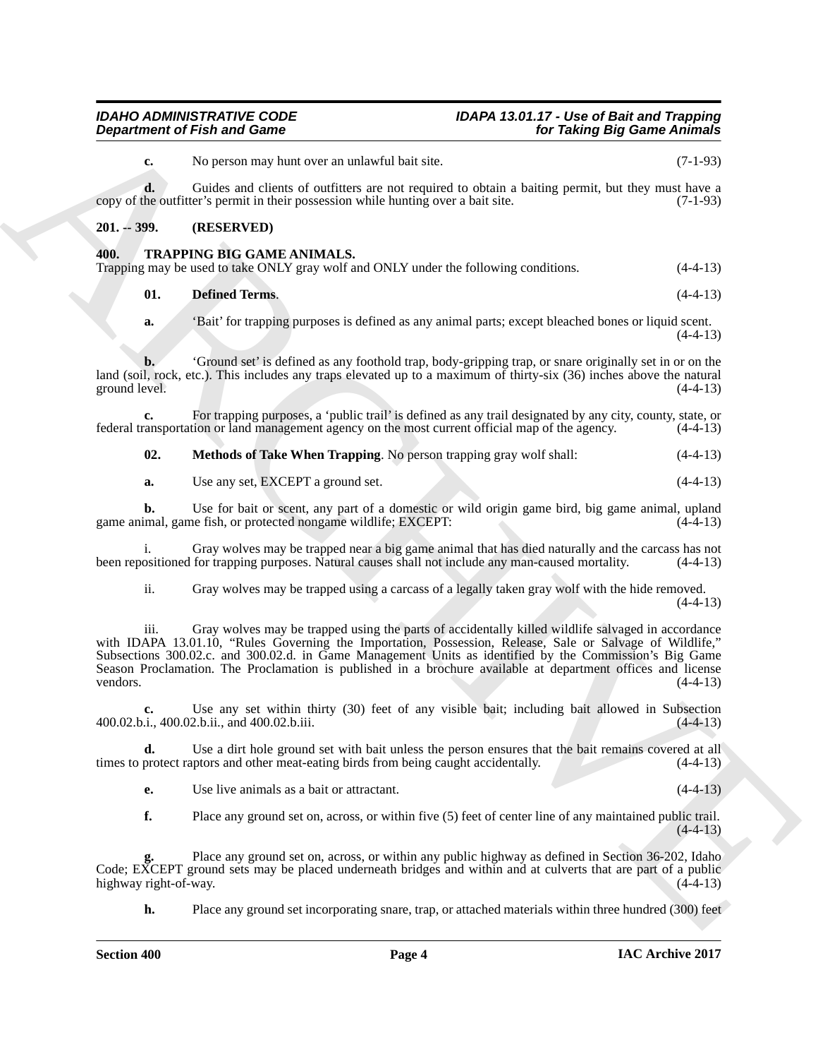**c.** No person may hunt over an unlawful bait site. (7-1-93)

**d.** Guides and clients of outfitters are not required to obtain a baiting permit, but they must have a copy of the outfitter's permit in their possession while hunting over a bait site. (7-1-93)

## 201. -- 399. (RESERVED)

## 400. TRAPPING BIG GAME ANIMALS.

Trapping may be used to take ONLY gray wolf and ONLY under the following conditions. (4-4-13)

**01. Defined Terms**. (4-4-13)

**a.** 'Bait' for trapping purposes is defined as any animal parts; except bleached bones or liquid scent. (4-4-13)

**b.** 'Ground set' is defined as any foothold trap, body-gripping trap, or snare originally set in or on the land (soil, rock, etc.). This includes any traps elevated up to a maximum of thirty-six (36) inches above the natural ground level. (4-4-13)

**c.** For trapping purposes, a 'public trail' is defined as any trail designated by any city, county, state, or federal transportation or land management agency on the most current official map of the agency. (4-4-13)

**02. Methods of Take When Trapping**. No person trapping gray wolf shall: (4-4-13)

**a.** Use any set, EXCEPT a ground set. (4-4-13)

**b.** Use for bait or scent, any part of a domestic or wild origin game bird, big game animal, upland game animal, game fish, or protected nongame wildlife; EXCEPT: (4-4-13)

i. Gray wolves may be trapped near a big game animal that has died naturally and the carcass has not been repositioned for trapping purposes. Natural causes shall not include any man-caused mortality. (4-4-13)

ii. Gray wolves may be trapped using a carcass of a legally taken gray wolf with the hide removed. (4-4-13)

iii. Gray wolves may be trapped using the parts of accidentally killed wildlife salvaged in accordance with IDAPA 13.01.10, "Rules Governing the Importation, Possession, Release, Sale or Salvage of Wildlife," Subsections 300.02.c. and 300.02.d. in Game Management Units as identified by the Commission's Big Game Season Proclamation. The Proclamation is published in a brochure available at department offices and license vendors. (4-4-13)

**c.** Use any set within thirty (30) feet of any visible bait; including bait allowed in Subsection 400.02.b.i., 400.02.b.ii., and 400.02.b.iii. (4-4-13)

**d.** Use a dirt hole ground set with bait unless the person ensures that the bait remains covered at all times to protect raptors and other meat-eating birds from being caught accidentally. (4-4-13)

**e.** Use live animals as a bait or attractant. (4-4-13)

**f.** Place any ground set on, across, or within five (5) feet of center line of any maintained public trail. (4-4-13)

**g.** Place any ground set on, across, or within any public highway as defined in Section 36-202, Idaho Code; EXCEPT ground sets may be placed underneath bridges and within and at culverts that are part of a public highway right-of-way. (4-4-13)

**h.** Place any ground set incorporating snare, trap, or attached materials within three hundred (300) feet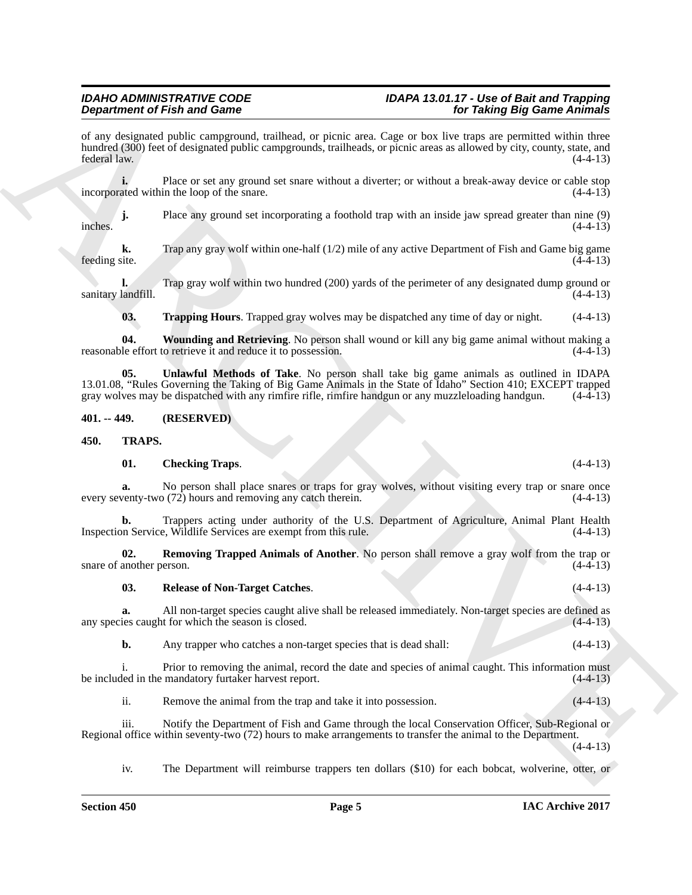of any designated public campground, trailhead, or picnic area. Cage or box live traps are permitted within three hundred (300) feet of designated public campgrounds, trailheads, or picnic areas as allowed by city, county, state, and federal law. (4-4-13)

**i.** Place or set any ground set snare without a diverter; or without a break-away device or cable stop incorporated within the loop of the snare. (4-4-13)

**j.** Place any ground set incorporating a foothold trap with an inside jaw spread greater than nine (9) inches. (4-4-13)

**k.** Trap any gray wolf within one-half (1/2) mile of any active Department of Fish and Game big game feeding site. (4-4-13)

**l.** Trap gray wolf within two hundred (200) yards of the perimeter of any designated dump ground or sanitary landfill. (4-4-13)

**03. Trapping Hours**. Trapped gray wolves may be dispatched any time of day or night. (4-4-13)

**04. Wounding and Retrieving**. No person shall wound or kill any big game animal without making a reasonable effort to retrieve it and reduce it to possession. (4-4-13)

**05. Unlawful Methods of Take**. No person shall take big game animals as outlined in IDAPA 13.01.08, "Rules Governing the Taking of Big Game Animals in the State of Idaho" Section 410; EXCEPT trapped gray wolves may be dispatched with any rimfire rifle, rimfire handgun or any muzzleloading handgun. (4-4-13)

## 401. -- 449. (RESERVED)

## 450. TRAPS.

**01. Checking Traps**. (4-4-13)

**a.** No person shall place snares or traps for gray wolves, without visiting every trap or snare once every seventy-two (72) hours and removing any catch therein. (4-4-13)

**b.** Trappers acting under authority of the U.S. Department of Agriculture, Animal Plant Health Inspection Service, Wildlife Services are exempt from this rule. (4-4-13)

**02. Removing Trapped Animals of Another**. No person shall remove a gray wolf from the trap or snare of another person. (4-4-13)

**03. Release of Non-Target Catches**. (4-4-13)

**a.** All non-target species caught alive shall be released immediately. Non-target species are defined as any species caught for which the season is closed. (4-4-13)

**b.** Any trapper who catches a non-target species that is dead shall: (4-4-13)

i. Prior to removing the animal, record the date and species of animal caught. This information must be included in the mandatory furtaker harvest report. (4-4-13)

ii. Remove the animal from the trap and take it into possession. (4-4-13)

iii. Notify the Department of Fish and Game through the local Conservation Officer, Sub-Regional or Regional office within seventy-two (72) hours to make arrangements to transfer the animal to the Department. (4-4-13)

iv. The Department will reimburse trappers ten dollars ($10) for each bobcat, wolverine, otter, or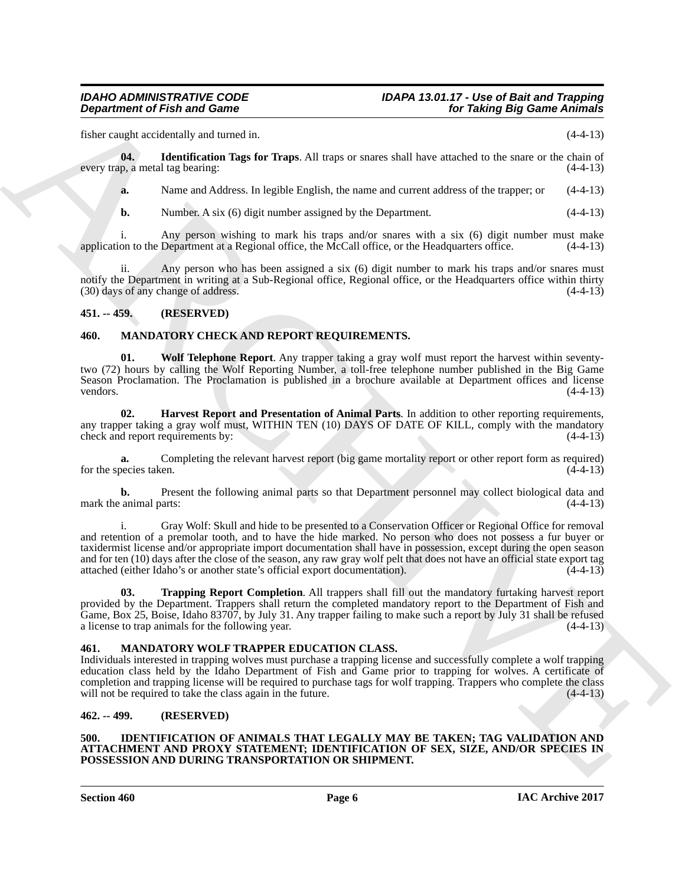fisher caught accidentally and turned in. (4-4-13)

**04. Identification Tags for Traps**. All traps or snares shall have attached to the snare or the chain of every trap, a metal tag bearing: (4-4-13)

**a.** Name and Address. In legible English, the name and current address of the trapper; or (4-4-13)

**b.** Number. A six (6) digit number assigned by the Department. (4-4-13)

i. Any person wishing to mark his traps and/or snares with a six (6) digit number must make application to the Department at a Regional office, the McCall office, or the Headquarters office. (4-4-13)

ii. Any person who has been assigned a six (6) digit number to mark his traps and/or snares must notify the Department in writing at a Sub-Regional office, Regional office, or the Headquarters office within thirty (30) days of any change of address. (4-4-13)

## 451. -- 459. (RESERVED)

## 460. MANDATORY CHECK AND REPORT REQUIREMENTS.

**01. Wolf Telephone Report**. Any trapper taking a gray wolf must report the harvest within seventy-two (72) hours by calling the Wolf Reporting Number, a toll-free telephone number published in the Big Game Season Proclamation. The Proclamation is published in a brochure available at Department offices and license vendors. (4-4-13)

**02. Harvest Report and Presentation of Animal Parts**. In addition to other reporting requirements, any trapper taking a gray wolf must, WITHIN TEN (10) DAYS OF DATE OF KILL, comply with the mandatory check and report requirements by: (4-4-13)

**a.** Completing the relevant harvest report (big game mortality report or other report form as required) for the species taken. (4-4-13)

**b.** Present the following animal parts so that Department personnel may collect biological data and mark the animal parts: (4-4-13)

i. Gray Wolf: Skull and hide to be presented to a Conservation Officer or Regional Office for removal and retention of a premolar tooth, and to have the hide marked. No person who does not possess a fur buyer or taxidermist license and/or appropriate import documentation shall have in possession, except during the open season and for ten (10) days after the close of the season, any raw gray wolf pelt that does not have an official state export tag attached (either Idaho's or another state's official export documentation). (4-4-13)

**03. Trapping Report Completion**. All trappers shall fill out the mandatory furtaking harvest report provided by the Department. Trappers shall return the completed mandatory report to the Department of Fish and Game, Box 25, Boise, Idaho 83707, by July 31. Any trapper failing to make such a report by July 31 shall be refused a license to trap animals for the following year. (4-4-13)

## 461. MANDATORY WOLF TRAPPER EDUCATION CLASS.

Individuals interested in trapping wolves must purchase a trapping license and successfully complete a wolf trapping education class held by the Idaho Department of Fish and Game prior to trapping for wolves. A certificate of completion and trapping license will be required to purchase tags for wolf trapping. Trappers who complete the class will not be required to take the class again in the future. (4-4-13)

## 462. -- 499. (RESERVED)

## 500. IDENTIFICATION OF ANIMALS THAT LEGALLY MAY BE TAKEN; TAG VALIDATION AND ATTACHMENT AND PROXY STATEMENT; IDENTIFICATION OF SEX, SIZE, AND/OR SPECIES IN POSSESSION AND DURING TRANSPORTATION OR SHIPMENT.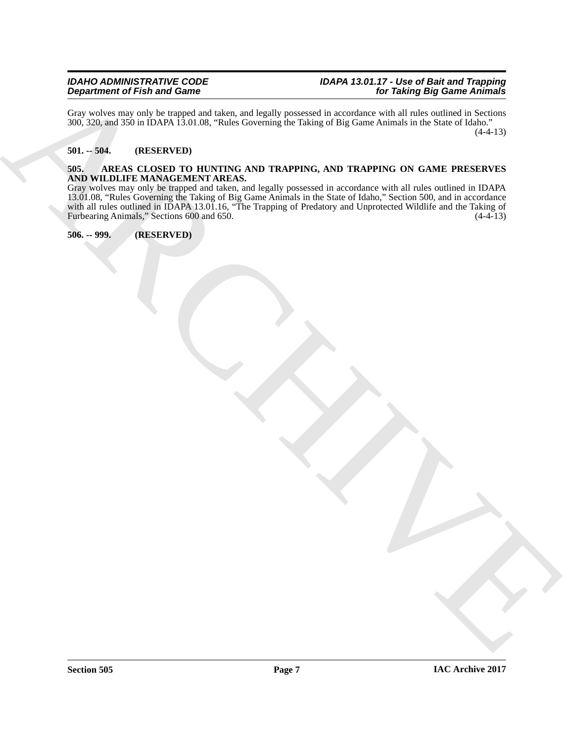Gray wolves may only be trapped and taken, and legally possessed in accordance with all rules outlined in Sections 300, 320, and 350 in IDAPA 13.01.08, "Rules Governing the Taking of Big Game Animals in the State of Idaho." (4-4-13)

## 501. -- 504. (RESERVED)

## 505. AREAS CLOSED TO HUNTING AND TRAPPING, AND TRAPPING ON GAME PRESERVES AND WILDLIFE MANAGEMENT AREAS.

Gray wolves may only be trapped and taken, and legally possessed in accordance with all rules outlined in IDAPA 13.01.08, "Rules Governing the Taking of Big Game Animals in the State of Idaho," Section 500, and in accordance with all rules outlined in IDAPA 13.01.16, "The Trapping of Predatory and Unprotected Wildlife and the Taking of Furbearing Animals," Sections 600 and 650. (4-4-13)

## 506. -- 999. (RESERVED)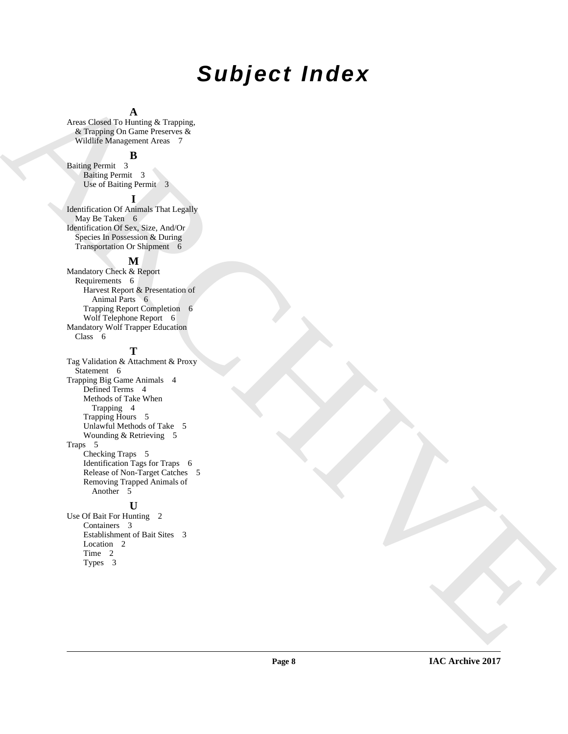# *Subject Index*

**A**

Areas Closed To Hunting & Trapping, & Trapping On Game Preserves & Wildlife Management Areas 7

**B**

Baiting Permit 3
- Baiting Permit 3
- Use of Baiting Permit 3

**I**

Identification Of Animals That Legally May Be Taken 6

Identification Of Sex, Size, And/Or Species In Possession & During Transportation Or Shipment 6

**M**

Mandatory Check & Report Requirements 6
- Harvest Report & Presentation of Animal Parts 6
- Trapping Report Completion 6
- Wolf Telephone Report 6

Mandatory Wolf Trapper Education Class 6

**T**

Tag Validation & Attachment & Proxy Statement 6

Trapping Big Game Animals 4
- Defined Terms 4
- Methods of Take When Trapping 4
- Trapping Hours 5
- Unlawful Methods of Take 5
- Wounding & Retrieving 5

Traps 5
- Checking Traps 5
- Identification Tags for Traps 6
- Release of Non-Target Catches 5
- Removing Trapped Animals of Another 5

**U**

Use Of Bait For Hunting 2
- Containers 3
- Establishment of Bait Sites 3
- Location 2
- Time 2
- Types 3